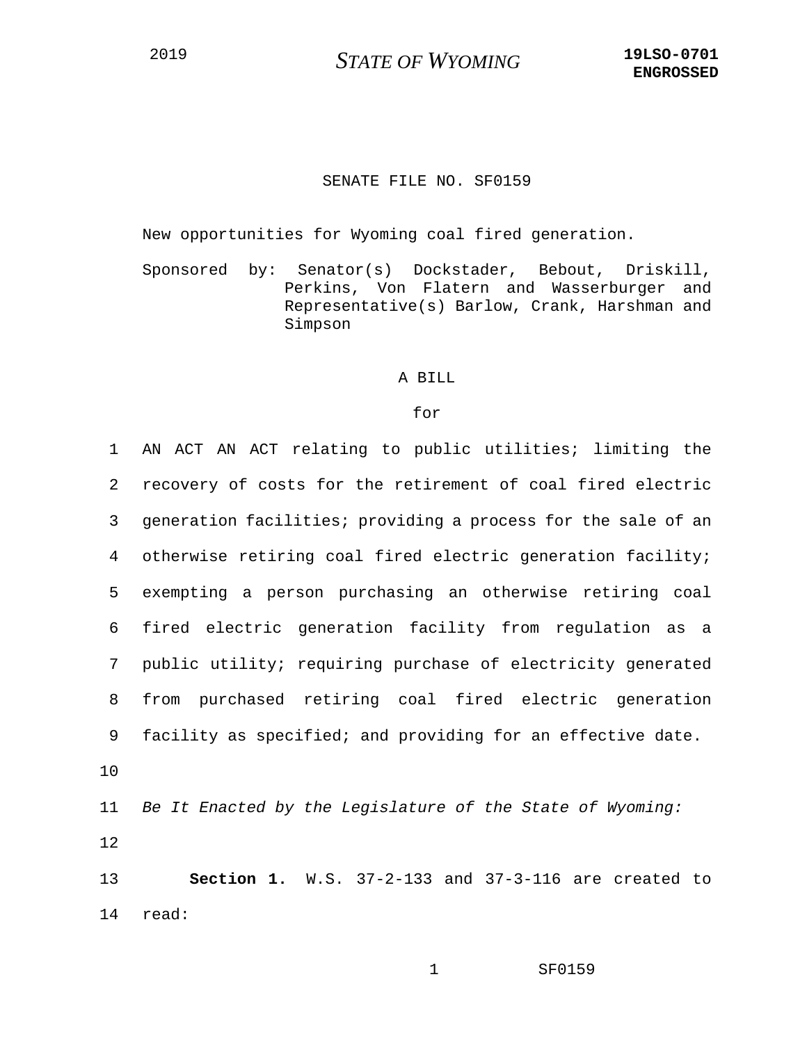2019 **STATE OF WYOMING** **19LSO-0701**
**ENGROSSED**

SENATE FILE NO. SF0159

New opportunities for Wyoming coal fired generation.

Sponsored by: Senator(s) Dockstader, Bebout, Driskill, Perkins, Von Flatern and Wasserburger and Representative(s) Barlow, Crank, Harshman and Simpson

A BILL

for

1 AN ACT AN ACT relating to public utilities; limiting the
2 recovery of costs for the retirement of coal fired electric
3 generation facilities; providing a process for the sale of an
4 otherwise retiring coal fired electric generation facility;
5 exempting a person purchasing an otherwise retiring coal
6 fired electric generation facility from regulation as a
7 public utility; requiring purchase of electricity generated
8 from purchased retiring coal fired electric generation
9 facility as specified; and providing for an effective date.
10
11 *Be It Enacted by the Legislature of the State of Wyoming:*
12
13 **Section 1.** W.S. 37-2-133 and 37-3-116 are created to
14 read: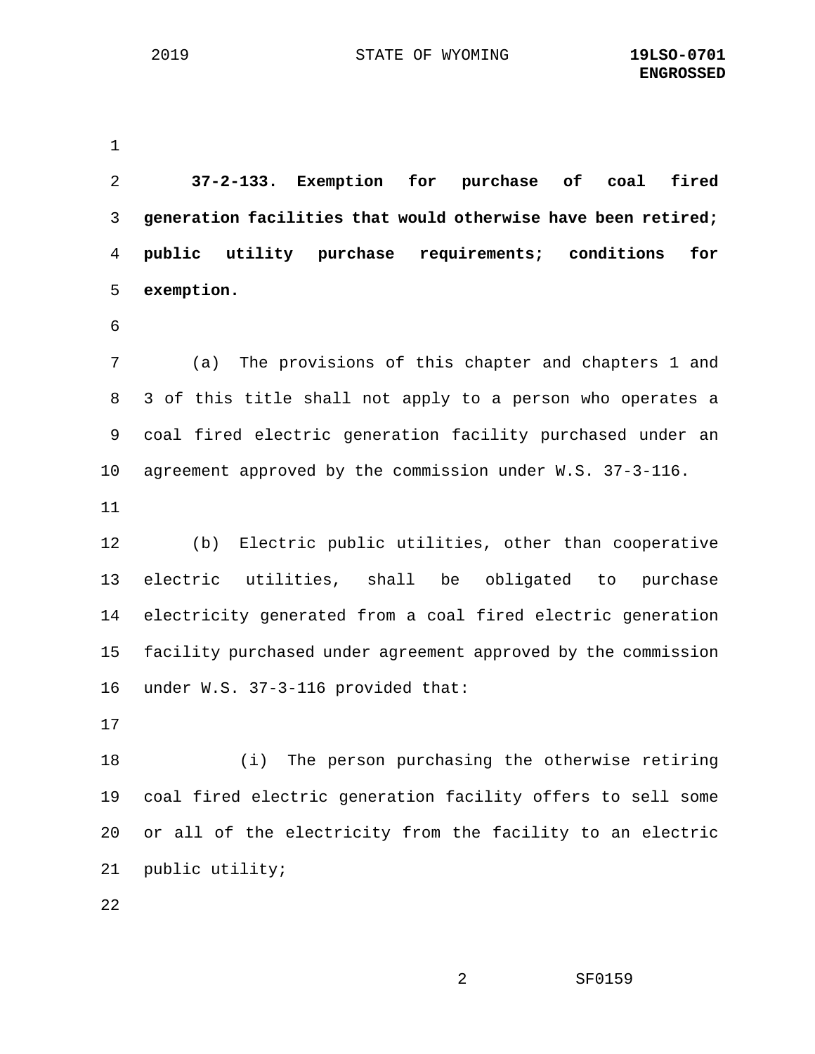**37-2-133. Exemption for purchase of coal fired generation facilities that would otherwise have been retired; public utility purchase requirements; conditions for exemption.**

(a) The provisions of this chapter and chapters 1 and 3 of this title shall not apply to a person who operates a coal fired electric generation facility purchased under an agreement approved by the commission under W.S. 37-3-116.

(b) Electric public utilities, other than cooperative electric utilities, shall be obligated to purchase electricity generated from a coal fired electric generation facility purchased under agreement approved by the commission under W.S. 37-3-116 provided that:

(i) The person purchasing the otherwise retiring coal fired electric generation facility offers to sell some or all of the electricity from the facility to an electric public utility;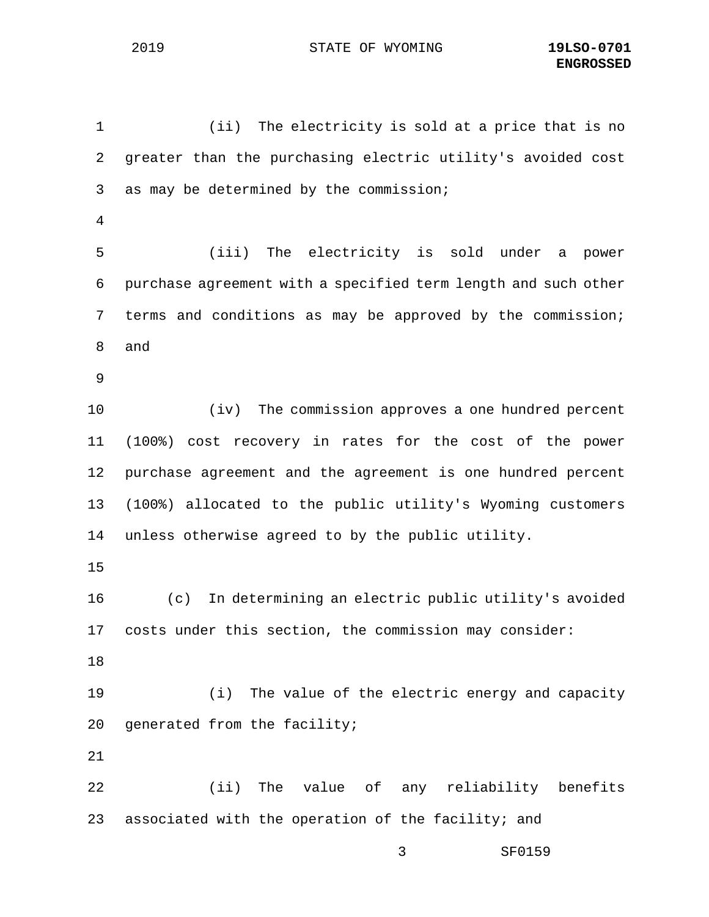(ii) The electricity is sold at a price that is no greater than the purchasing electric utility's avoided cost as may be determined by the commission;

(iii) The electricity is sold under a power purchase agreement with a specified term length and such other terms and conditions as may be approved by the commission; and

(iv) The commission approves a one hundred percent (100%) cost recovery in rates for the cost of the power purchase agreement and the agreement is one hundred percent (100%) allocated to the public utility's Wyoming customers unless otherwise agreed to by the public utility.

(c) In determining an electric public utility's avoided costs under this section, the commission may consider:

(i) The value of the electric energy and capacity generated from the facility;

(ii) The value of any reliability benefits associated with the operation of the facility; and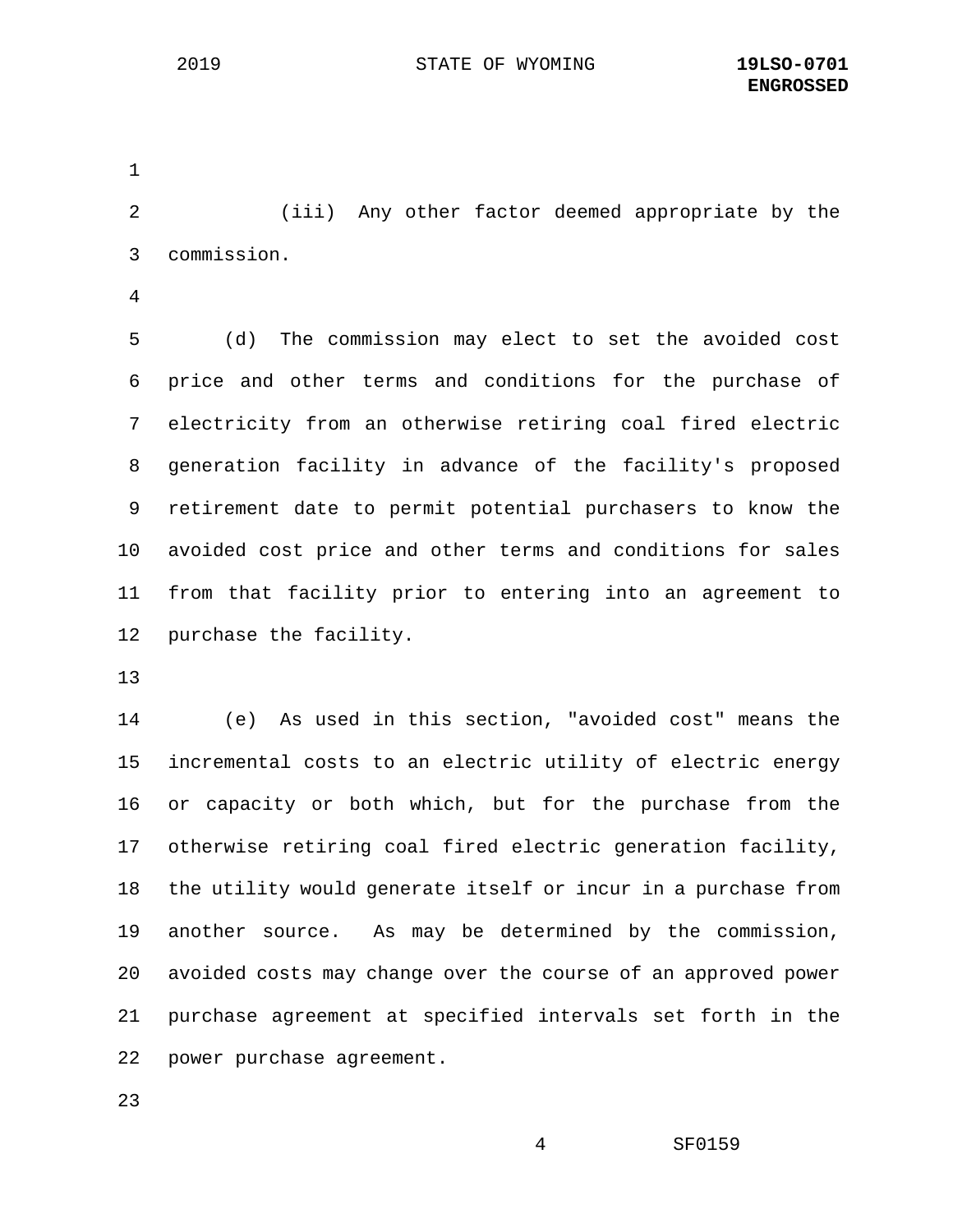(iii) Any other factor deemed appropriate by the commission.

(d) The commission may elect to set the avoided cost price and other terms and conditions for the purchase of electricity from an otherwise retiring coal fired electric generation facility in advance of the facility's proposed retirement date to permit potential purchasers to know the avoided cost price and other terms and conditions for sales from that facility prior to entering into an agreement to purchase the facility.

(e) As used in this section, "avoided cost" means the incremental costs to an electric utility of electric energy or capacity or both which, but for the purchase from the otherwise retiring coal fired electric generation facility, the utility would generate itself or incur in a purchase from another source. As may be determined by the commission, avoided costs may change over the course of an approved power purchase agreement at specified intervals set forth in the power purchase agreement.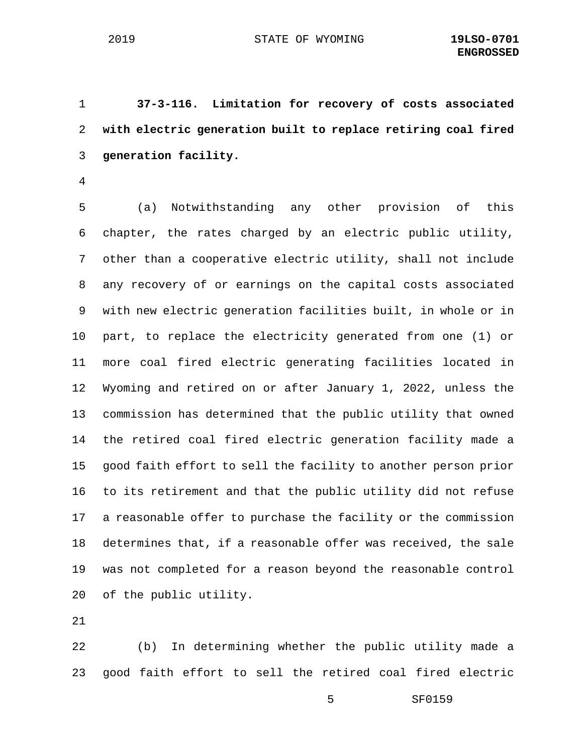**37-3-116. Limitation for recovery of costs associated with electric generation built to replace retiring coal fired generation facility.**

(a) Notwithstanding any other provision of this chapter, the rates charged by an electric public utility, other than a cooperative electric utility, shall not include any recovery of or earnings on the capital costs associated with new electric generation facilities built, in whole or in part, to replace the electricity generated from one (1) or more coal fired electric generating facilities located in Wyoming and retired on or after January 1, 2022, unless the commission has determined that the public utility that owned the retired coal fired electric generation facility made a good faith effort to sell the facility to another person prior to its retirement and that the public utility did not refuse a reasonable offer to purchase the facility or the commission determines that, if a reasonable offer was received, the sale was not completed for a reason beyond the reasonable control of the public utility.

(b) In determining whether the public utility made a good faith effort to sell the retired coal fired electric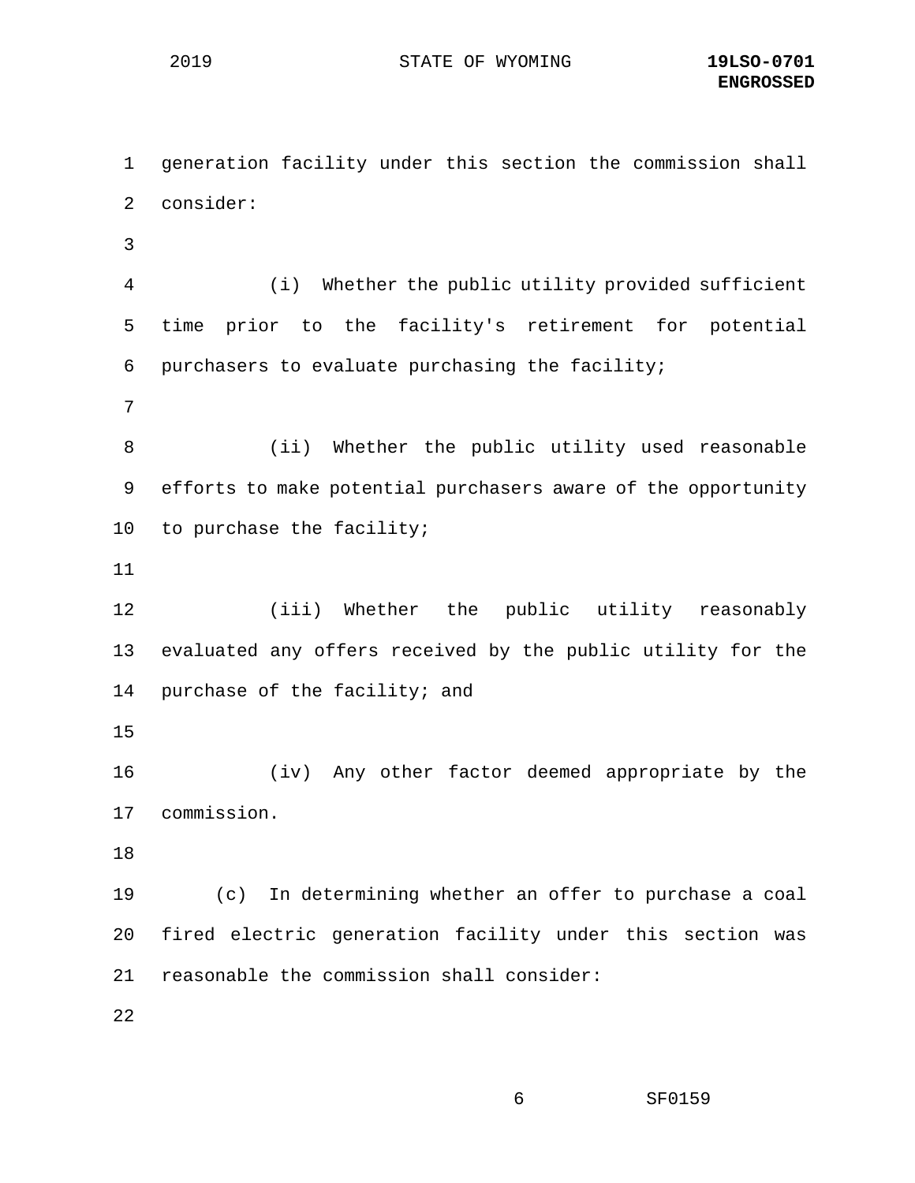generation facility under this section the commission shall consider:

(i) Whether the public utility provided sufficient time prior to the facility's retirement for potential purchasers to evaluate purchasing the facility;

(ii) Whether the public utility used reasonable efforts to make potential purchasers aware of the opportunity to purchase the facility;

(iii) Whether the public utility reasonably evaluated any offers received by the public utility for the purchase of the facility; and

(iv) Any other factor deemed appropriate by the commission.

(c) In determining whether an offer to purchase a coal fired electric generation facility under this section was reasonable the commission shall consider: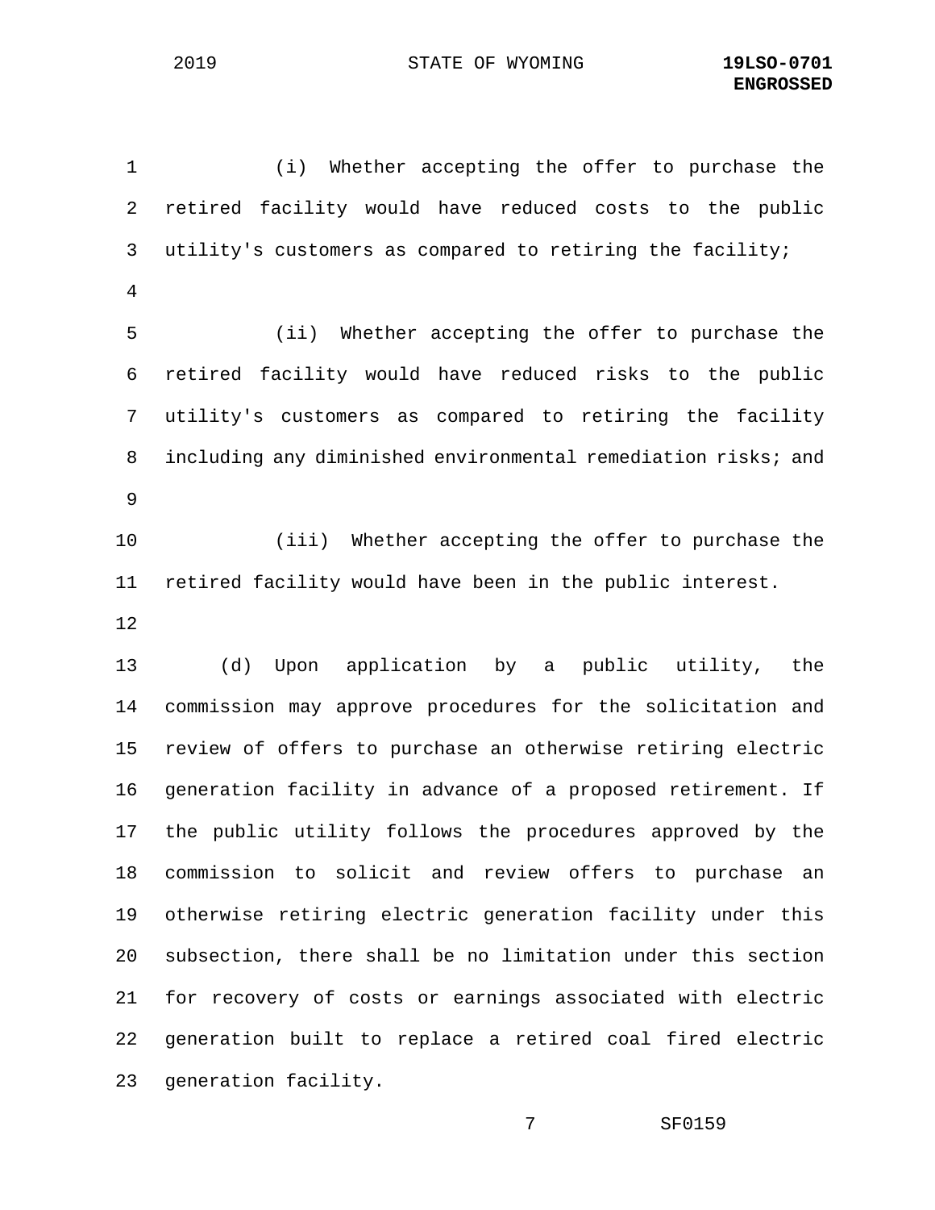(i) Whether accepting the offer to purchase the retired facility would have reduced costs to the public utility's customers as compared to retiring the facility;

(ii) Whether accepting the offer to purchase the retired facility would have reduced risks to the public utility's customers as compared to retiring the facility including any diminished environmental remediation risks; and

(iii) Whether accepting the offer to purchase the retired facility would have been in the public interest.

(d) Upon application by a public utility, the commission may approve procedures for the solicitation and review of offers to purchase an otherwise retiring electric generation facility in advance of a proposed retirement. If the public utility follows the procedures approved by the commission to solicit and review offers to purchase an otherwise retiring electric generation facility under this subsection, there shall be no limitation under this section for recovery of costs or earnings associated with electric generation built to replace a retired coal fired electric generation facility.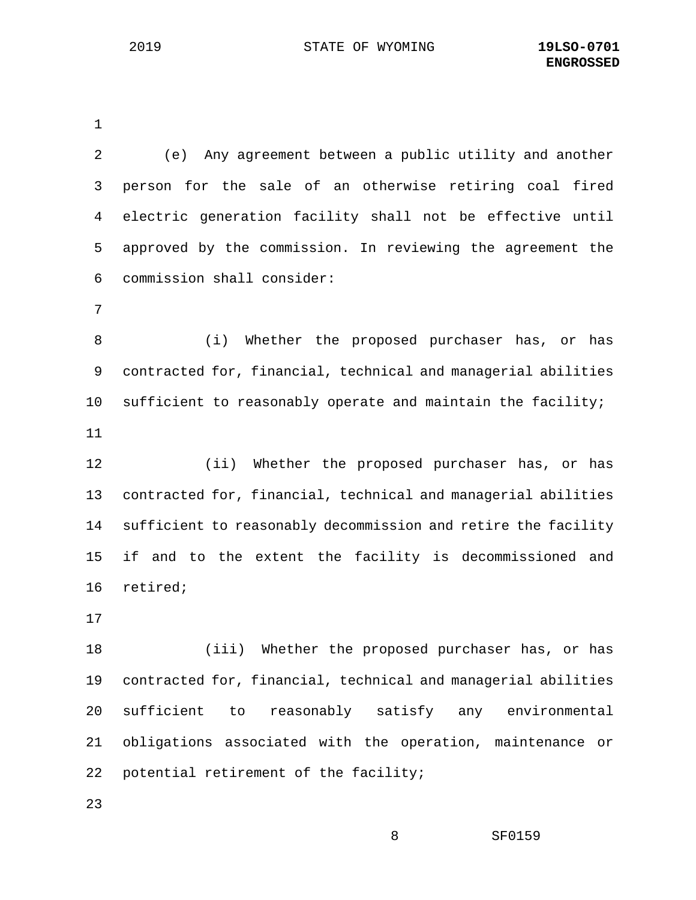(e) Any agreement between a public utility and another person for the sale of an otherwise retiring coal fired electric generation facility shall not be effective until approved by the commission. In reviewing the agreement the commission shall consider:

(i) Whether the proposed purchaser has, or has contracted for, financial, technical and managerial abilities sufficient to reasonably operate and maintain the facility;

(ii) Whether the proposed purchaser has, or has contracted for, financial, technical and managerial abilities sufficient to reasonably decommission and retire the facility if and to the extent the facility is decommissioned and retired;

(iii) Whether the proposed purchaser has, or has contracted for, financial, technical and managerial abilities sufficient to reasonably satisfy any environmental obligations associated with the operation, maintenance or potential retirement of the facility;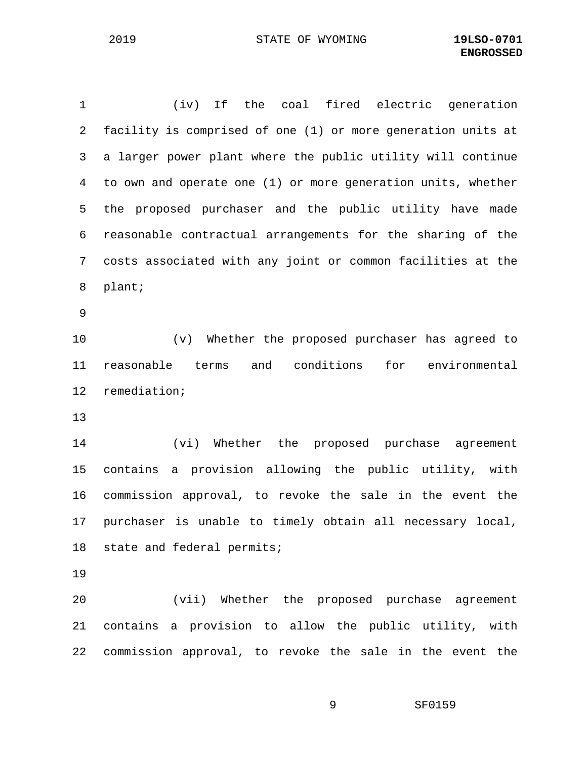(iv) If the coal fired electric generation facility is comprised of one (1) or more generation units at a larger power plant where the public utility will continue to own and operate one (1) or more generation units, whether the proposed purchaser and the public utility have made reasonable contractual arrangements for the sharing of the costs associated with any joint or common facilities at the plant;

(v) Whether the proposed purchaser has agreed to reasonable terms and conditions for environmental remediation;

(vi) Whether the proposed purchase agreement contains a provision allowing the public utility, with commission approval, to revoke the sale in the event the purchaser is unable to timely obtain all necessary local, state and federal permits;

(vii) Whether the proposed purchase agreement contains a provision to allow the public utility, with commission approval, to revoke the sale in the event the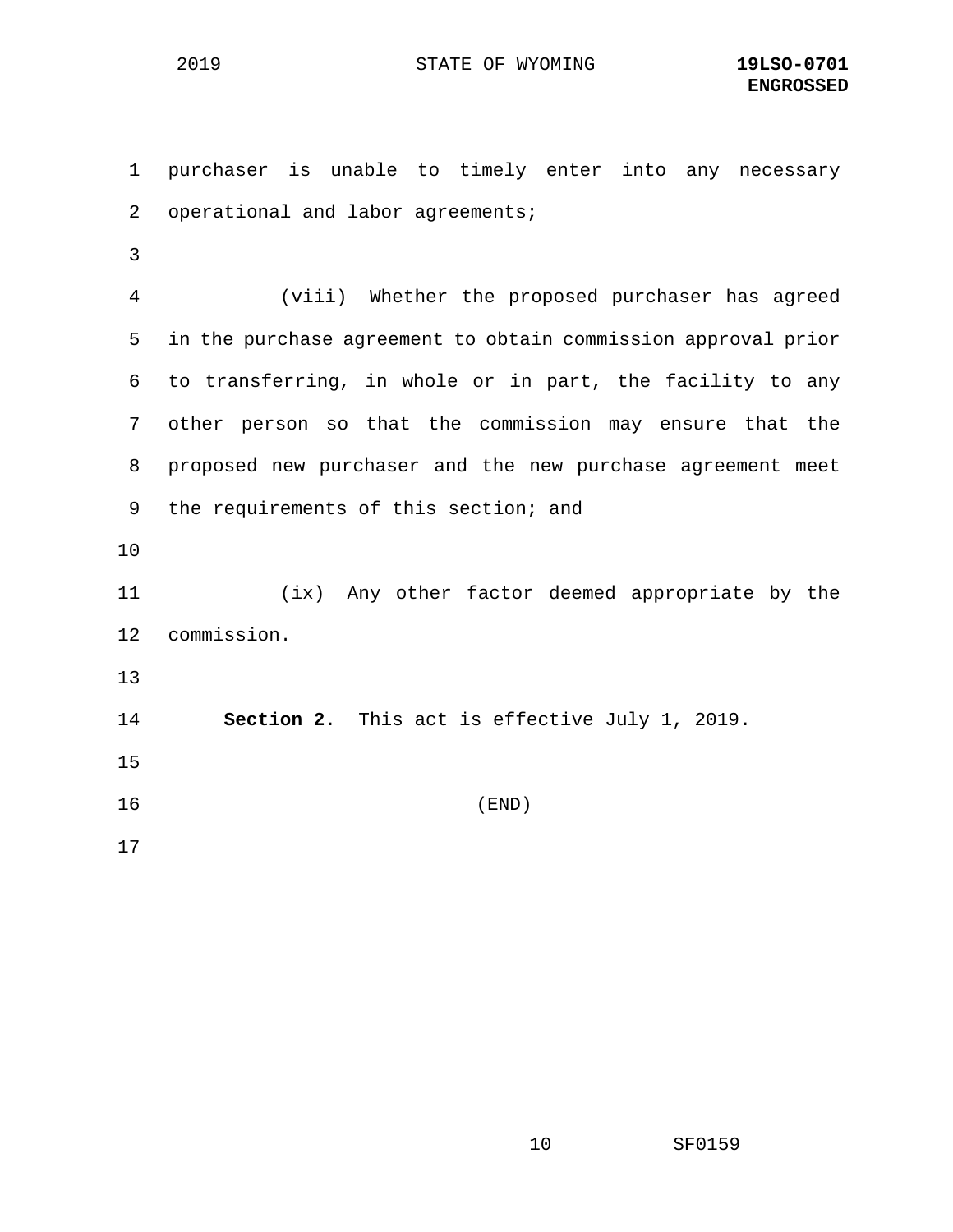purchaser is unable to timely enter into any necessary operational and labor agreements;

(viii) Whether the proposed purchaser has agreed in the purchase agreement to obtain commission approval prior to transferring, in whole or in part, the facility to any other person so that the commission may ensure that the proposed new purchaser and the new purchase agreement meet the requirements of this section; and

(ix) Any other factor deemed appropriate by the commission.

**Section 2**. This act is effective July 1, 2019.

(END)